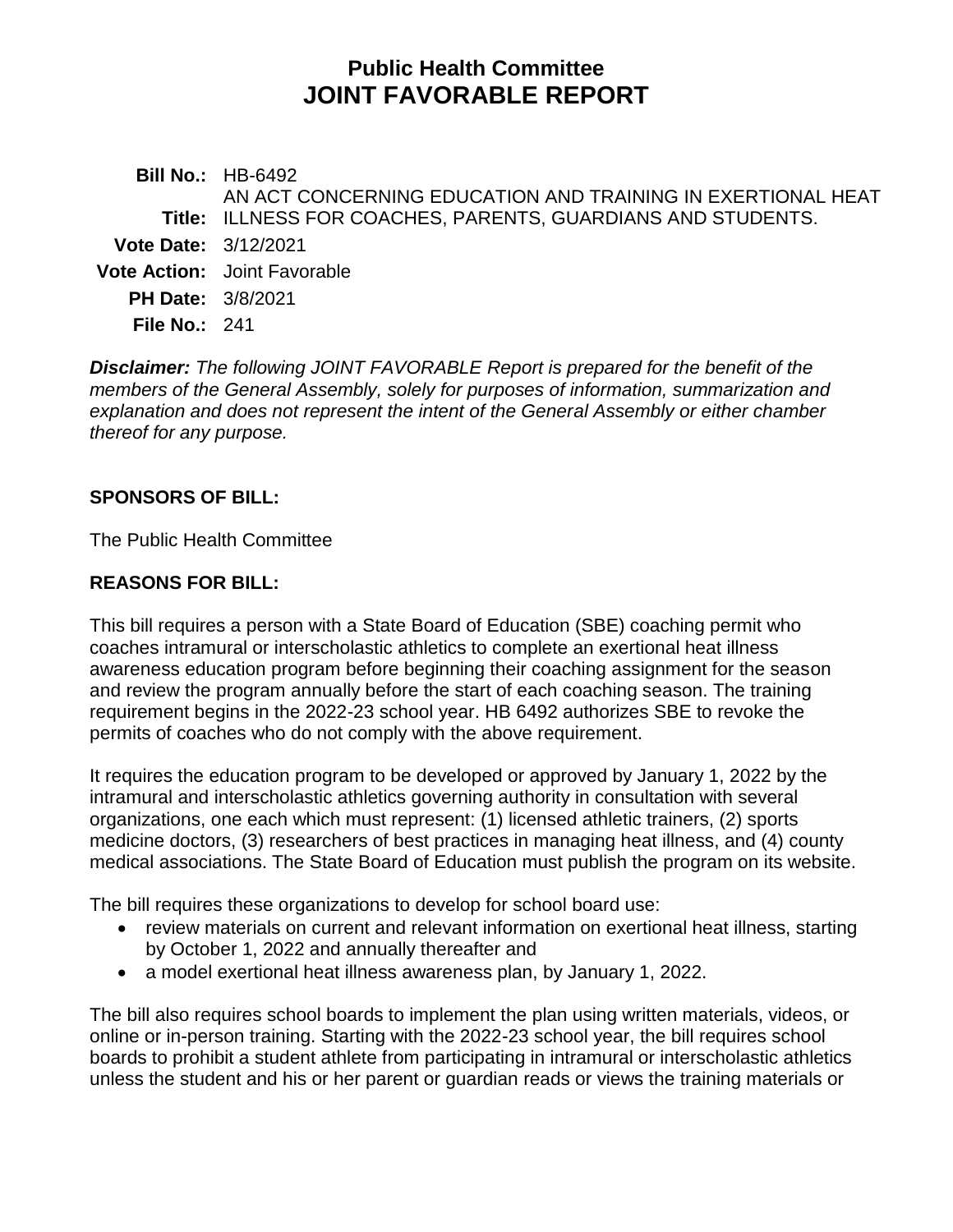# Public Health Committee
# JOINT FAVORABLE REPORT

**Bill No.:** HB-6492

**Title:** AN ACT CONCERNING EDUCATION AND TRAINING IN EXERTIONAL HEAT ILLNESS FOR COACHES, PARENTS, GUARDIANS AND STUDENTS.

**Vote Date:** 3/12/2021

**Vote Action:** Joint Favorable

**PH Date:** 3/8/2021

**File No.:** 241

***Disclaimer:*** *The following JOINT FAVORABLE Report is prepared for the benefit of the members of the General Assembly, solely for purposes of information, summarization and explanation and does not represent the intent of the General Assembly or either chamber thereof for any purpose.*

## SPONSORS OF BILL:

The Public Health Committee

## REASONS FOR BILL:

This bill requires a person with a State Board of Education (SBE) coaching permit who coaches intramural or interscholastic athletics to complete an exertional heat illness awareness education program before beginning their coaching assignment for the season and review the program annually before the start of each coaching season. The training requirement begins in the 2022-23 school year. HB 6492 authorizes SBE to revoke the permits of coaches who do not comply with the above requirement.

It requires the education program to be developed or approved by January 1, 2022 by the intramural and interscholastic athletics governing authority in consultation with several organizations, one each which must represent: (1) licensed athletic trainers, (2) sports medicine doctors, (3) researchers of best practices in managing heat illness, and (4) county medical associations. The State Board of Education must publish the program on its website.

The bill requires these organizations to develop for school board use:

- review materials on current and relevant information on exertional heat illness, starting by October 1, 2022 and annually thereafter and
- a model exertional heat illness awareness plan, by January 1, 2022.

The bill also requires school boards to implement the plan using written materials, videos, or online or in-person training. Starting with the 2022-23 school year, the bill requires school boards to prohibit a student athlete from participating in intramural or interscholastic athletics unless the student and his or her parent or guardian reads or views the training materials or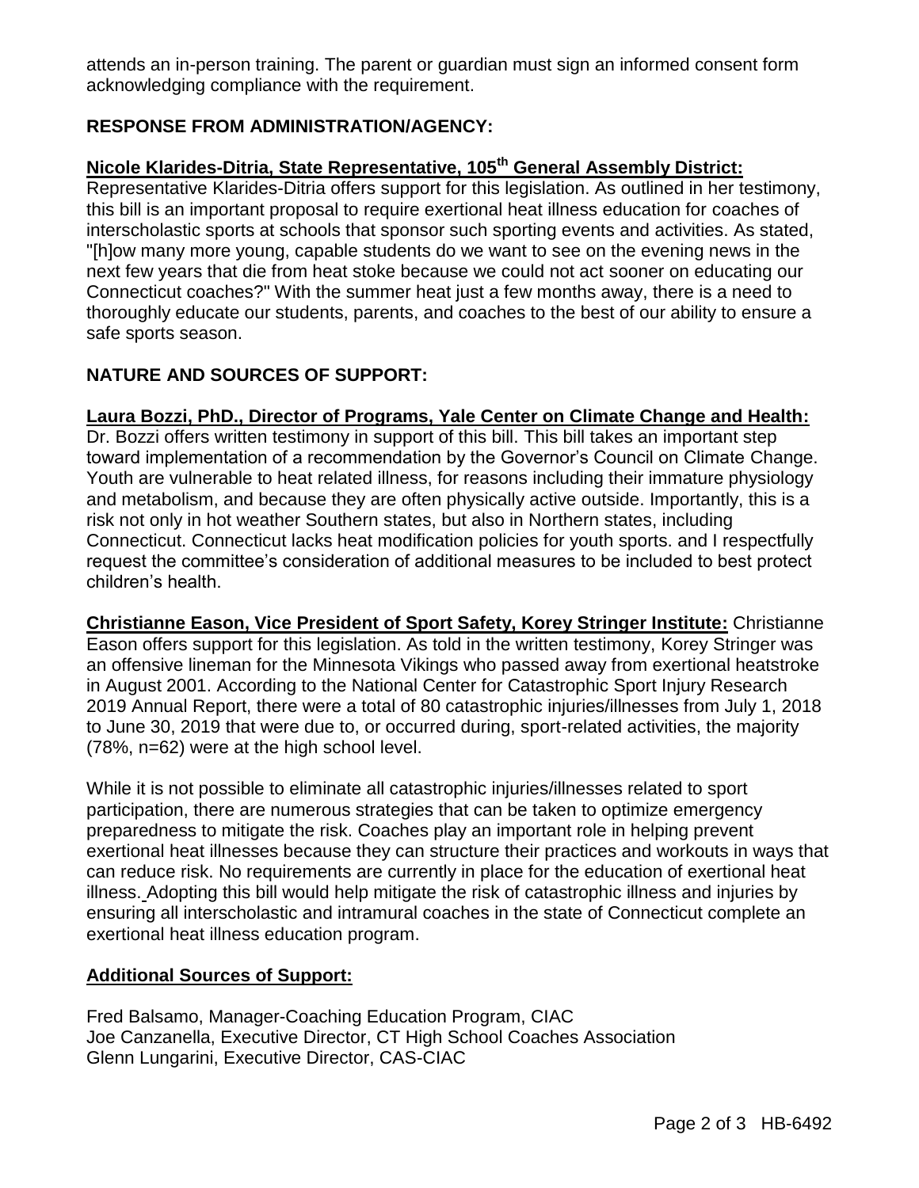attends an in-person training. The parent or guardian must sign an informed consent form acknowledging compliance with the requirement.

## RESPONSE FROM ADMINISTRATION/AGENCY:

**Nicole Klarides-Ditria, State Representative, 105th General Assembly District:**
Representative Klarides-Ditria offers support for this legislation. As outlined in her testimony, this bill is an important proposal to require exertional heat illness education for coaches of interscholastic sports at schools that sponsor such sporting events and activities. As stated, "[h]ow many more young, capable students do we want to see on the evening news in the next few years that die from heat stoke because we could not act sooner on educating our Connecticut coaches?" With the summer heat just a few months away, there is a need to thoroughly educate our students, parents, and coaches to the best of our ability to ensure a safe sports season.

## NATURE AND SOURCES OF SUPPORT:

**Laura Bozzi, PhD., Director of Programs, Yale Center on Climate Change and Health:**
Dr. Bozzi offers written testimony in support of this bill. This bill takes an important step toward implementation of a recommendation by the Governor's Council on Climate Change. Youth are vulnerable to heat related illness, for reasons including their immature physiology and metabolism, and because they are often physically active outside. Importantly, this is a risk not only in hot weather Southern states, but also in Northern states, including Connecticut. Connecticut lacks heat modification policies for youth sports. and I respectfully request the committee's consideration of additional measures to be included to best protect children's health.

**Christianne Eason, Vice President of Sport Safety, Korey Stringer Institute:** Christianne Eason offers support for this legislation. As told in the written testimony, Korey Stringer was an offensive lineman for the Minnesota Vikings who passed away from exertional heatstroke in August 2001. According to the National Center for Catastrophic Sport Injury Research 2019 Annual Report, there were a total of 80 catastrophic injuries/illnesses from July 1, 2018 to June 30, 2019 that were due to, or occurred during, sport-related activities, the majority (78%, n=62) were at the high school level.

While it is not possible to eliminate all catastrophic injuries/illnesses related to sport participation, there are numerous strategies that can be taken to optimize emergency preparedness to mitigate the risk. Coaches play an important role in helping prevent exertional heat illnesses because they can structure their practices and workouts in ways that can reduce risk. No requirements are currently in place for the education of exertional heat illness. Adopting this bill would help mitigate the risk of catastrophic illness and injuries by ensuring all interscholastic and intramural coaches in the state of Connecticut complete an exertional heat illness education program.

**Additional Sources of Support:**

Fred Balsamo, Manager-Coaching Education Program, CIAC
Joe Canzanella, Executive Director, CT High School Coaches Association
Glenn Lungarini, Executive Director, CAS-CIAC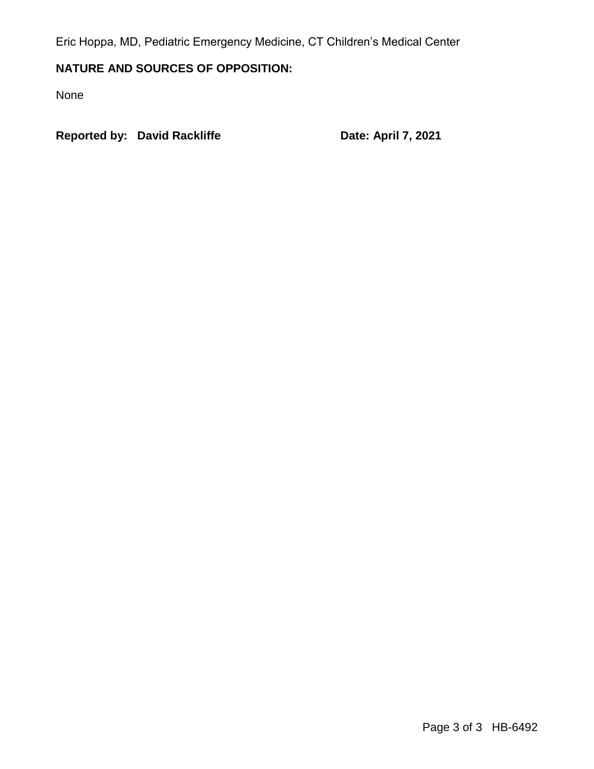Eric Hoppa, MD, Pediatric Emergency Medicine, CT Children's Medical Center

**NATURE AND SOURCES OF OPPOSITION:**

None

**Reported by: David Rackliffe** **Date: April 7, 2021**